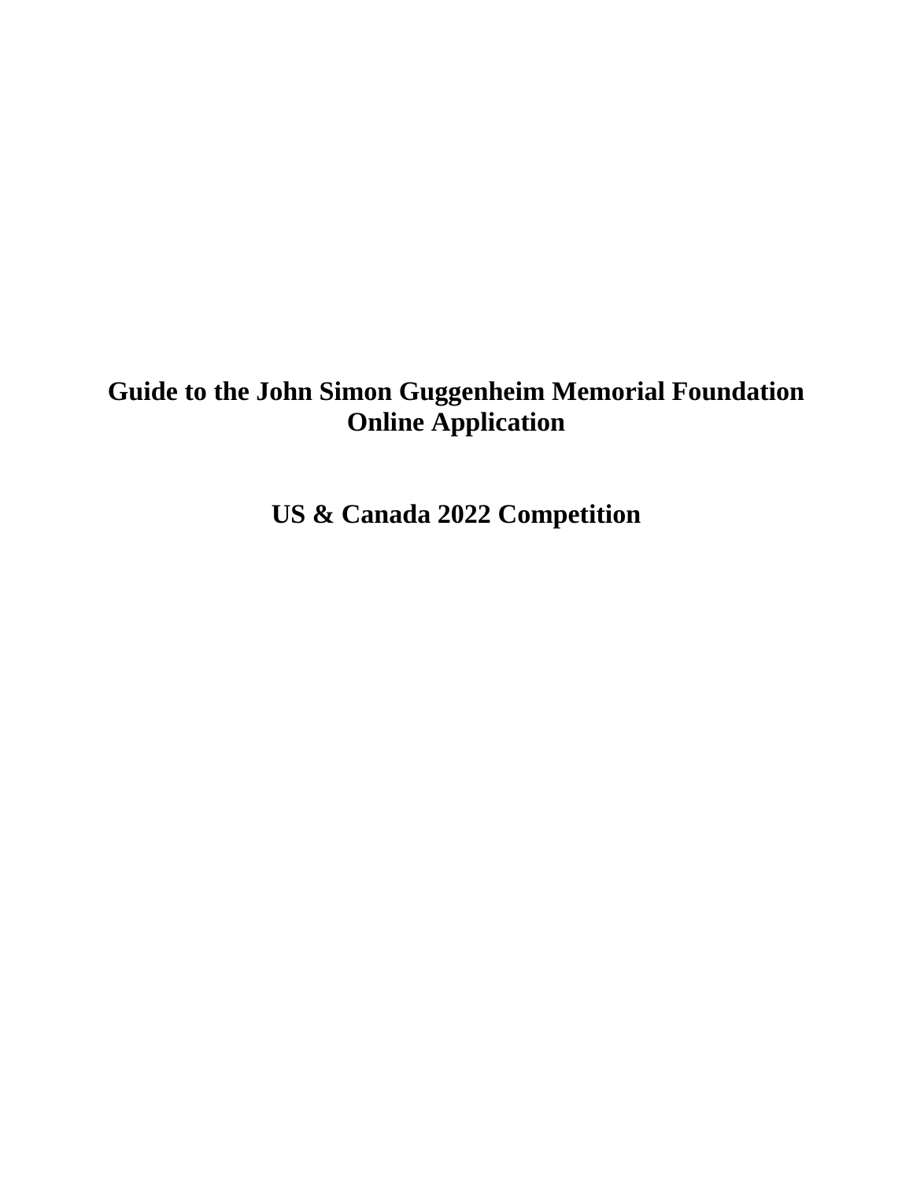# Guide to the John Simon Guggenheim Memorial Foundation Online Application

## US & Canada 2022 Competition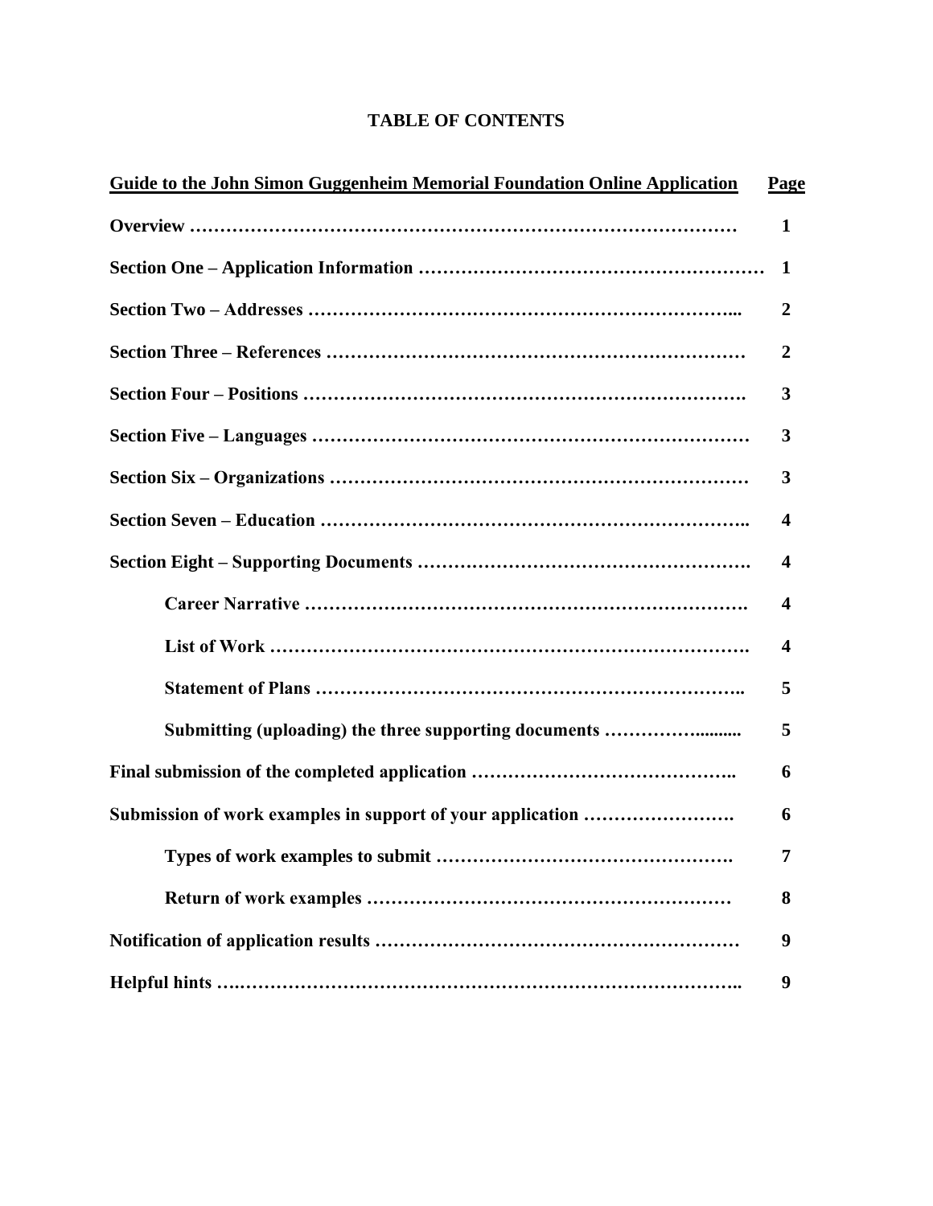# TABLE OF CONTENTS

| Guide to the John Simon Guggenheim Memorial Foundation Online Application | Page |
|---|---|
| **Overview** | **1** |
| **Section One – Application Information** | **1** |
| **Section Two – Addresses** | **2** |
| **Section Three – References** | **2** |
| **Section Four – Positions** | **3** |
| **Section Five – Languages** | **3** |
| **Section Six – Organizations** | **3** |
| **Section Seven – Education** | **4** |
| **Section Eight – Supporting Documents** | **4** |
| &nbsp;&nbsp;&nbsp;&nbsp;**Career Narrative** | **4** |
| &nbsp;&nbsp;&nbsp;&nbsp;**List of Work** | **4** |
| &nbsp;&nbsp;&nbsp;&nbsp;**Statement of Plans** | **5** |
| &nbsp;&nbsp;&nbsp;&nbsp;**Submitting (uploading) the three supporting documents** | **5** |
| **Final submission of the completed application** | **6** |
| **Submission of work examples in support of your application** | **6** |
| &nbsp;&nbsp;&nbsp;&nbsp;**Types of work examples to submit** | **7** |
| &nbsp;&nbsp;&nbsp;&nbsp;**Return of work examples** | **8** |
| **Notification of application results** | **9** |
| **Helpful hints** | **9** |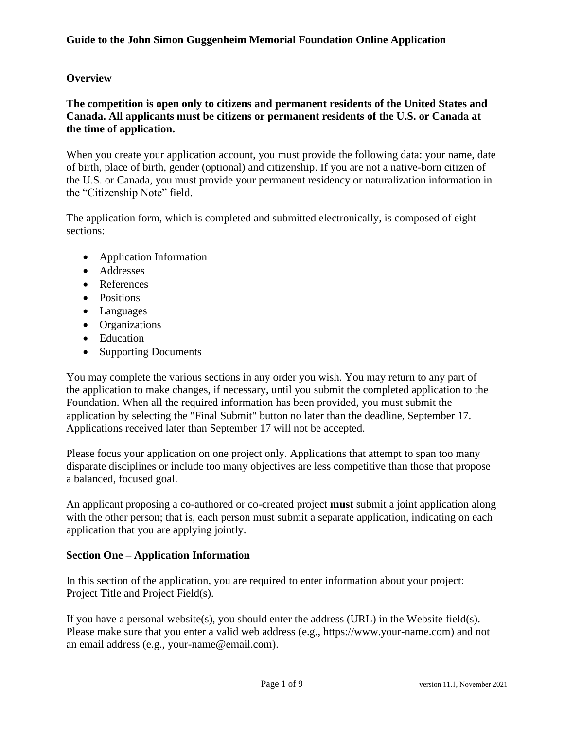# Guide to the John Simon Guggenheim Memorial Foundation Online Application

## Overview

**The competition is open only to citizens and permanent residents of the United States and Canada. All applicants must be citizens or permanent residents of the U.S. or Canada at the time of application.**

When you create your application account, you must provide the following data: your name, date of birth, place of birth, gender (optional) and citizenship. If you are not a native-born citizen of the U.S. or Canada, you must provide your permanent residency or naturalization information in the "Citizenship Note" field.

The application form, which is completed and submitted electronically, is composed of eight sections:

- Application Information
- Addresses
- References
- Positions
- Languages
- Organizations
- Education
- Supporting Documents

You may complete the various sections in any order you wish. You may return to any part of the application to make changes, if necessary, until you submit the completed application to the Foundation. When all the required information has been provided, you must submit the application by selecting the "Final Submit" button no later than the deadline, September 17. Applications received later than September 17 will not be accepted.

Please focus your application on one project only. Applications that attempt to span too many disparate disciplines or include too many objectives are less competitive than those that propose a balanced, focused goal.

An applicant proposing a co-authored or co-created project **must** submit a joint application along with the other person; that is, each person must submit a separate application, indicating on each application that you are applying jointly.

## Section One – Application Information

In this section of the application, you are required to enter information about your project: Project Title and Project Field(s).

If you have a personal website(s), you should enter the address (URL) in the Website field(s). Please make sure that you enter a valid web address (e.g., https://www.your-name.com) and not an email address (e.g., your-name@email.com).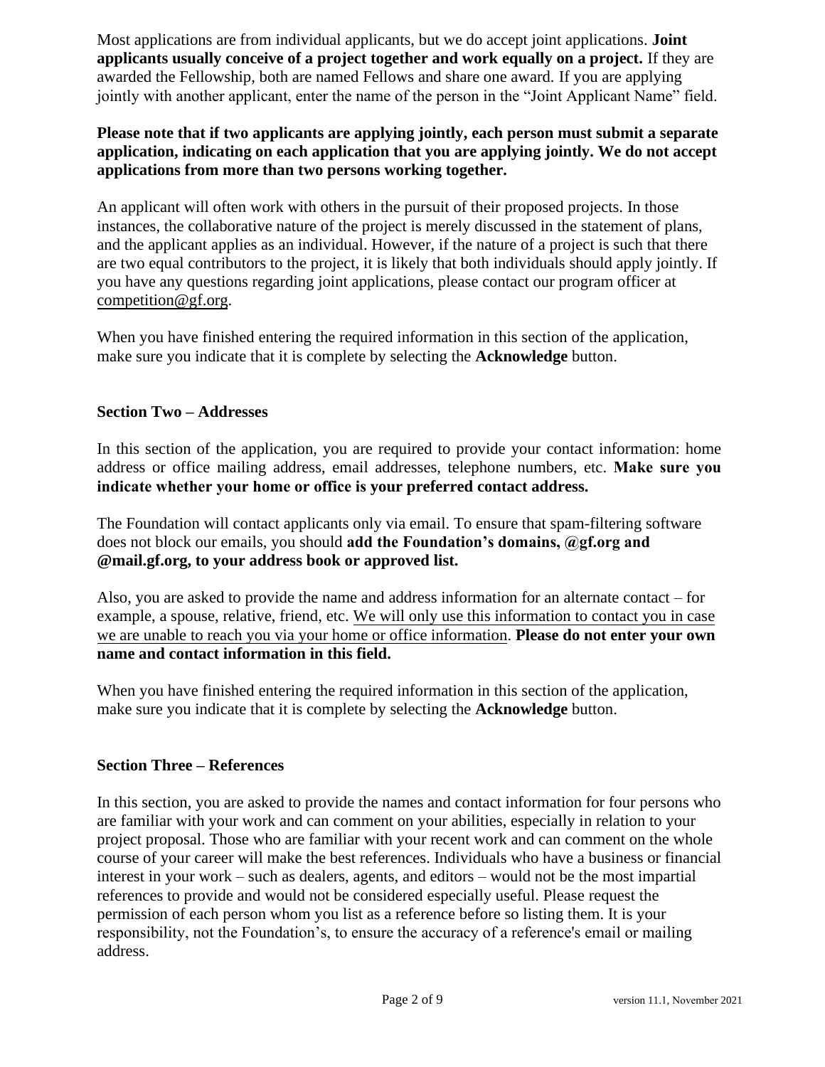Most applications are from individual applicants, but we do accept joint applications. **Joint applicants usually conceive of a project together and work equally on a project.** If they are awarded the Fellowship, both are named Fellows and share one award. If you are applying jointly with another applicant, enter the name of the person in the "Joint Applicant Name" field.

**Please note that if two applicants are applying jointly, each person must submit a separate application, indicating on each application that you are applying jointly. We do not accept applications from more than two persons working together.**

An applicant will often work with others in the pursuit of their proposed projects. In those instances, the collaborative nature of the project is merely discussed in the statement of plans, and the applicant applies as an individual. However, if the nature of a project is such that there are two equal contributors to the project, it is likely that both individuals should apply jointly. If you have any questions regarding joint applications, please contact our program officer at competition@gf.org.

When you have finished entering the required information in this section of the application, make sure you indicate that it is complete by selecting the **Acknowledge** button.

### Section Two – Addresses

In this section of the application, you are required to provide your contact information: home address or office mailing address, email addresses, telephone numbers, etc. **Make sure you indicate whether your home or office is your preferred contact address.**

The Foundation will contact applicants only via email. To ensure that spam-filtering software does not block our emails, you should **add the Foundation's domains, @gf.org and @mail.gf.org, to your address book or approved list.**

Also, you are asked to provide the name and address information for an alternate contact – for example, a spouse, relative, friend, etc. We will only use this information to contact you in case we are unable to reach you via your home or office information. **Please do not enter your own name and contact information in this field.**

When you have finished entering the required information in this section of the application, make sure you indicate that it is complete by selecting the **Acknowledge** button.

### Section Three – References

In this section, you are asked to provide the names and contact information for four persons who are familiar with your work and can comment on your abilities, especially in relation to your project proposal. Those who are familiar with your recent work and can comment on the whole course of your career will make the best references. Individuals who have a business or financial interest in your work – such as dealers, agents, and editors – would not be the most impartial references to provide and would not be considered especially useful. Please request the permission of each person whom you list as a reference before so listing them. It is your responsibility, not the Foundation's, to ensure the accuracy of a reference's email or mailing address.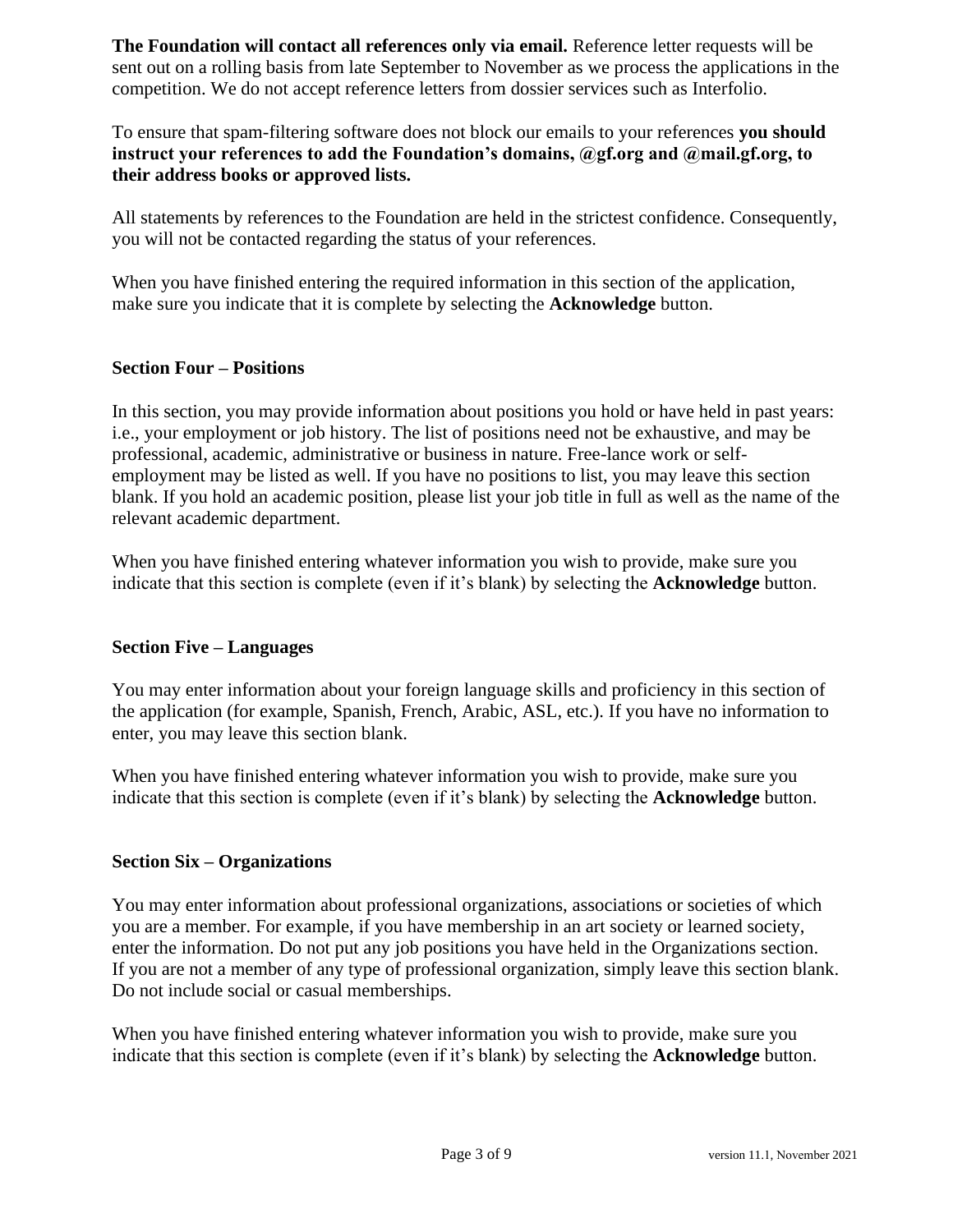**The Foundation will contact all references only via email.** Reference letter requests will be sent out on a rolling basis from late September to November as we process the applications in the competition. We do not accept reference letters from dossier services such as Interfolio.

To ensure that spam-filtering software does not block our emails to your references **you should instruct your references to add the Foundation's domains, @gf.org and @mail.gf.org, to their address books or approved lists.**

All statements by references to the Foundation are held in the strictest confidence. Consequently, you will not be contacted regarding the status of your references.

When you have finished entering the required information in this section of the application, make sure you indicate that it is complete by selecting the **Acknowledge** button.

**Section Four – Positions**

In this section, you may provide information about positions you hold or have held in past years: i.e., your employment or job history. The list of positions need not be exhaustive, and may be professional, academic, administrative or business in nature. Free-lance work or self-employment may be listed as well. If you have no positions to list, you may leave this section blank. If you hold an academic position, please list your job title in full as well as the name of the relevant academic department.

When you have finished entering whatever information you wish to provide, make sure you indicate that this section is complete (even if it's blank) by selecting the **Acknowledge** button.

**Section Five – Languages**

You may enter information about your foreign language skills and proficiency in this section of the application (for example, Spanish, French, Arabic, ASL, etc.). If you have no information to enter, you may leave this section blank.

When you have finished entering whatever information you wish to provide, make sure you indicate that this section is complete (even if it's blank) by selecting the **Acknowledge** button.

**Section Six – Organizations**

You may enter information about professional organizations, associations or societies of which you are a member. For example, if you have membership in an art society or learned society, enter the information. Do not put any job positions you have held in the Organizations section. If you are not a member of any type of professional organization, simply leave this section blank. Do not include social or casual memberships.

When you have finished entering whatever information you wish to provide, make sure you indicate that this section is complete (even if it's blank) by selecting the **Acknowledge** button.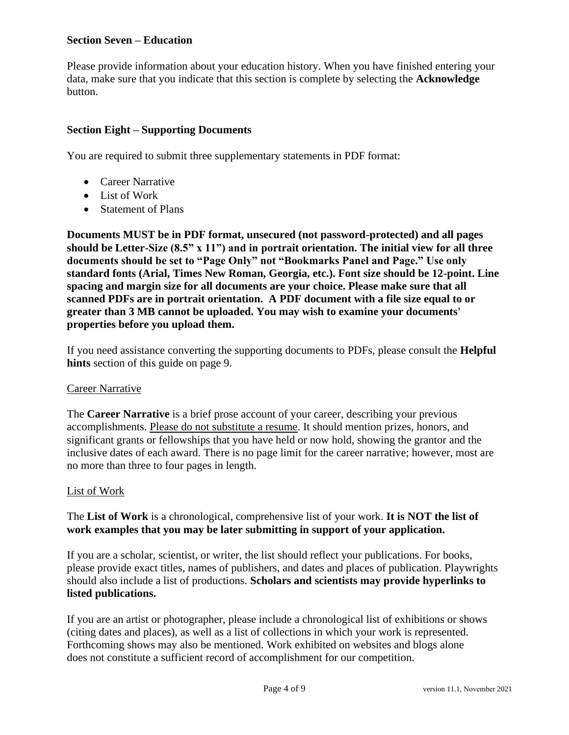## Section Seven – Education

Please provide information about your education history. When you have finished entering your data, make sure that you indicate that this section is complete by selecting the **Acknowledge** button.

## Section Eight – Supporting Documents

You are required to submit three supplementary statements in PDF format:

- Career Narrative
- List of Work
- Statement of Plans

**Documents MUST be in PDF format, unsecured (not password-protected) and all pages should be Letter-Size (8.5" x 11") and in portrait orientation. The initial view for all three documents should be set to "Page Only" not "Bookmarks Panel and Page." Use only standard fonts (Arial, Times New Roman, Georgia, etc.). Font size should be 12-point. Line spacing and margin size for all documents are your choice. Please make sure that all scanned PDFs are in portrait orientation. A PDF document with a file size equal to or greater than 3 MB cannot be uploaded. You may wish to examine your documents' properties before you upload them.**

If you need assistance converting the supporting documents to PDFs, please consult the **Helpful hints** section of this guide on page 9.

### Career Narrative

The **Career Narrative** is a brief prose account of your career, describing your previous accomplishments. Please do not substitute a resume. It should mention prizes, honors, and significant grants or fellowships that you have held or now hold, showing the grantor and the inclusive dates of each award. There is no page limit for the career narrative; however, most are no more than three to four pages in length.

### List of Work

The **List of Work** is a chronological, comprehensive list of your work. **It is NOT the list of work examples that you may be later submitting in support of your application.**

If you are a scholar, scientist, or writer, the list should reflect your publications. For books, please provide exact titles, names of publishers, and dates and places of publication. Playwrights should also include a list of productions. **Scholars and scientists may provide hyperlinks to listed publications.**

If you are an artist or photographer, please include a chronological list of exhibitions or shows (citing dates and places), as well as a list of collections in which your work is represented. Forthcoming shows may also be mentioned. Work exhibited on websites and blogs alone does not constitute a sufficient record of accomplishment for our competition.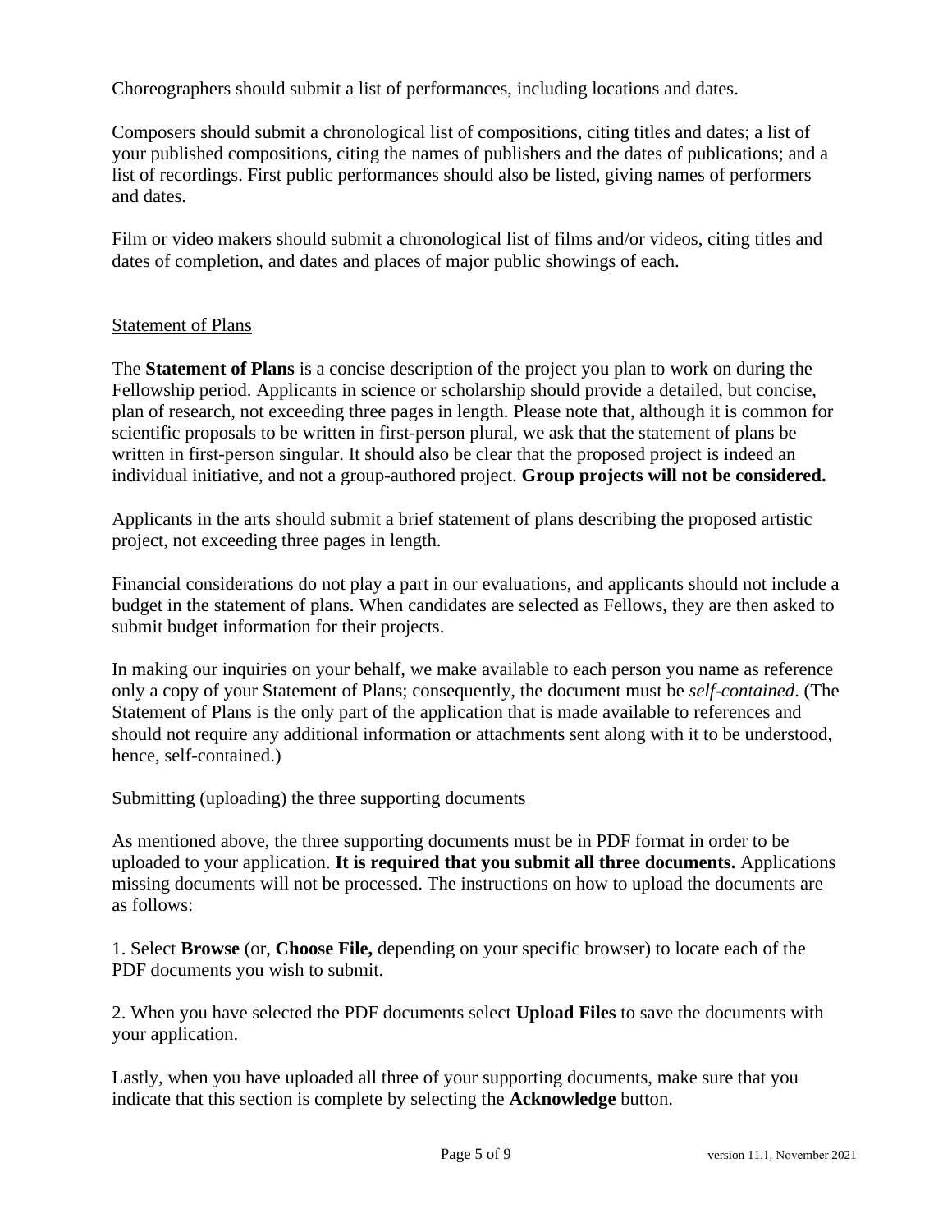Choreographers should submit a list of performances, including locations and dates.

Composers should submit a chronological list of compositions, citing titles and dates; a list of your published compositions, citing the names of publishers and the dates of publications; and a list of recordings. First public performances should also be listed, giving names of performers and dates.

Film or video makers should submit a chronological list of films and/or videos, citing titles and dates of completion, and dates and places of major public showings of each.

### Statement of Plans

The **Statement of Plans** is a concise description of the project you plan to work on during the Fellowship period. Applicants in science or scholarship should provide a detailed, but concise, plan of research, not exceeding three pages in length. Please note that, although it is common for scientific proposals to be written in first-person plural, we ask that the statement of plans be written in first-person singular. It should also be clear that the proposed project is indeed an individual initiative, and not a group-authored project. **Group projects will not be considered.**

Applicants in the arts should submit a brief statement of plans describing the proposed artistic project, not exceeding three pages in length.

Financial considerations do not play a part in our evaluations, and applicants should not include a budget in the statement of plans. When candidates are selected as Fellows, they are then asked to submit budget information for their projects.

In making our inquiries on your behalf, we make available to each person you name as reference only a copy of your Statement of Plans; consequently, the document must be *self-contained*. (The Statement of Plans is the only part of the application that is made available to references and should not require any additional information or attachments sent along with it to be understood, hence, self-contained.)

### Submitting (uploading) the three supporting documents

As mentioned above, the three supporting documents must be in PDF format in order to be uploaded to your application. **It is required that you submit all three documents.** Applications missing documents will not be processed. The instructions on how to upload the documents are as follows:

1. Select **Browse** (or, **Choose File,** depending on your specific browser) to locate each of the PDF documents you wish to submit.

2. When you have selected the PDF documents select **Upload Files** to save the documents with your application.

Lastly, when you have uploaded all three of your supporting documents, make sure that you indicate that this section is complete by selecting the **Acknowledge** button.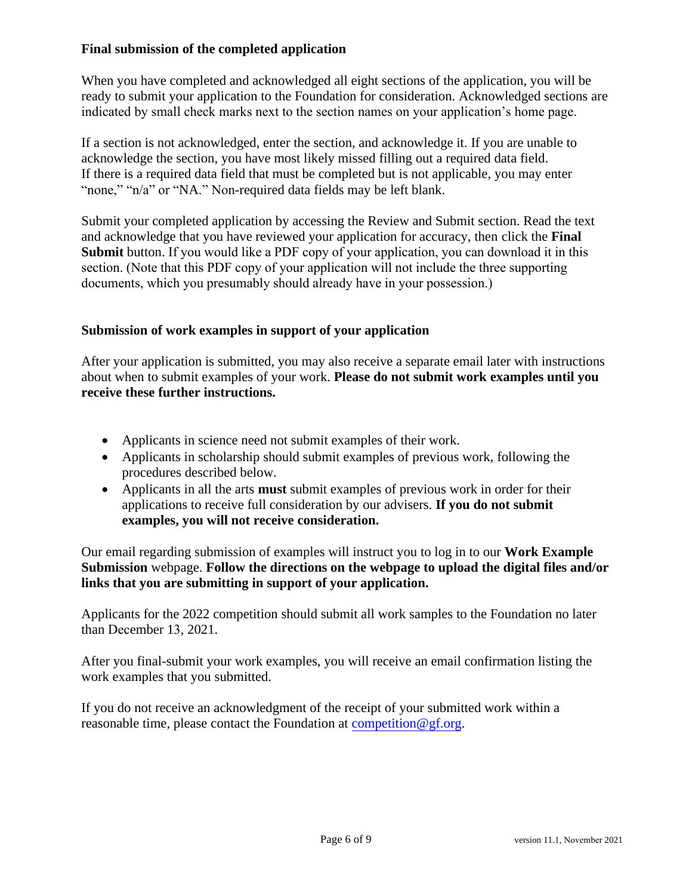**Final submission of the completed application**

When you have completed and acknowledged all eight sections of the application, you will be ready to submit your application to the Foundation for consideration. Acknowledged sections are indicated by small check marks next to the section names on your application's home page.

If a section is not acknowledged, enter the section, and acknowledge it. If you are unable to acknowledge the section, you have most likely missed filling out a required data field. If there is a required data field that must be completed but is not applicable, you may enter "none," "n/a" or "NA." Non-required data fields may be left blank.

Submit your completed application by accessing the Review and Submit section. Read the text and acknowledge that you have reviewed your application for accuracy, then click the **Final Submit** button. If you would like a PDF copy of your application, you can download it in this section. (Note that this PDF copy of your application will not include the three supporting documents, which you presumably should already have in your possession.)

**Submission of work examples in support of your application**

After your application is submitted, you may also receive a separate email later with instructions about when to submit examples of your work. **Please do not submit work examples until you receive these further instructions.**

- Applicants in science need not submit examples of their work.
- Applicants in scholarship should submit examples of previous work, following the procedures described below.
- Applicants in all the arts **must** submit examples of previous work in order for their applications to receive full consideration by our advisers. **If you do not submit examples, you will not receive consideration.**

Our email regarding submission of examples will instruct you to log in to our **Work Example Submission** webpage. **Follow the directions on the webpage to upload the digital files and/or links that you are submitting in support of your application.**

Applicants for the 2022 competition should submit all work samples to the Foundation no later than December 13, 2021.

After you final-submit your work examples, you will receive an email confirmation listing the work examples that you submitted.

If you do not receive an acknowledgment of the receipt of your submitted work within a reasonable time, please contact the Foundation at competition@gf.org.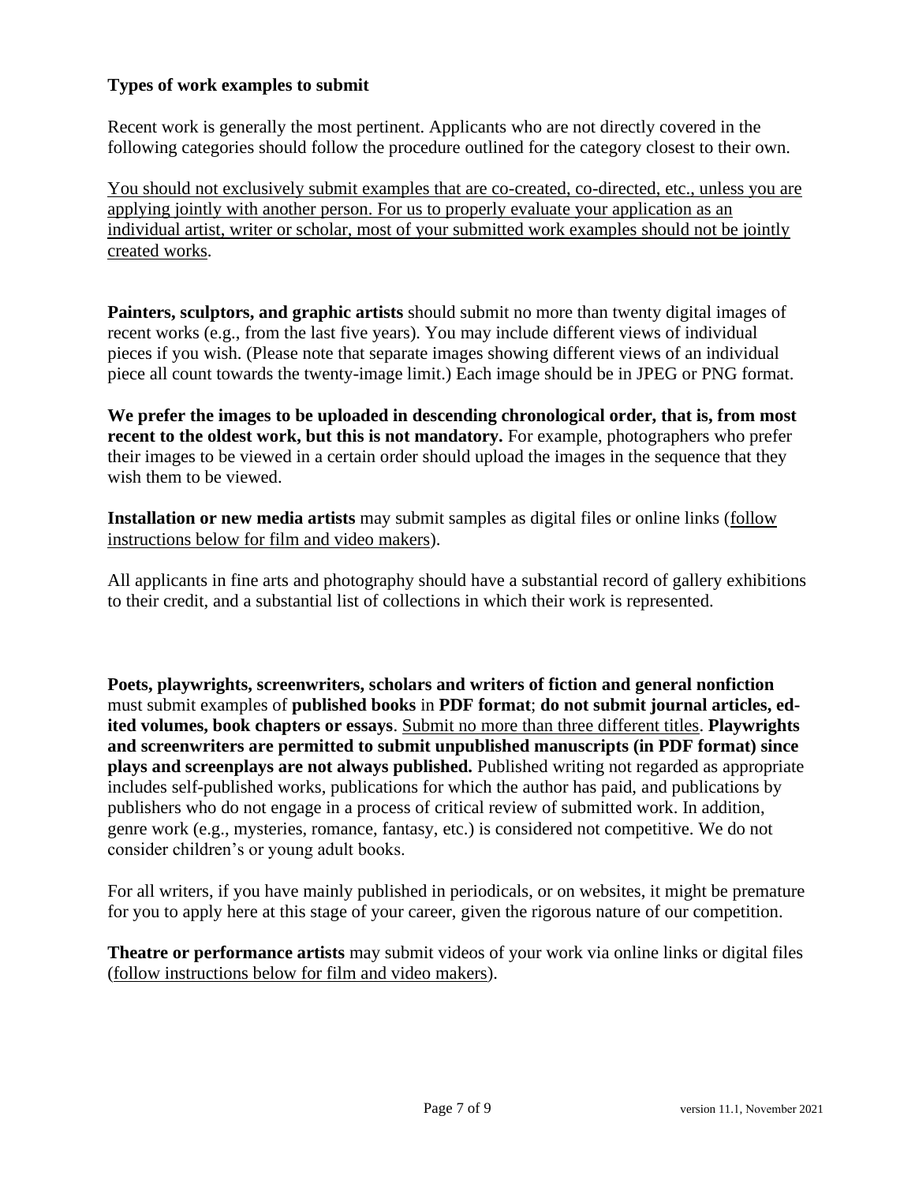**Types of work examples to submit**

Recent work is generally the most pertinent. Applicants who are not directly covered in the following categories should follow the procedure outlined for the category closest to their own.

You should not exclusively submit examples that are co-created, co-directed, etc., unless you are applying jointly with another person. For us to properly evaluate your application as an individual artist, writer or scholar, most of your submitted work examples should not be jointly created works.

**Painters, sculptors, and graphic artists** should submit no more than twenty digital images of recent works (e.g., from the last five years). You may include different views of individual pieces if you wish. (Please note that separate images showing different views of an individual piece all count towards the twenty-image limit.) Each image should be in JPEG or PNG format.

**We prefer the images to be uploaded in descending chronological order, that is, from most recent to the oldest work, but this is not mandatory.** For example, photographers who prefer their images to be viewed in a certain order should upload the images in the sequence that they wish them to be viewed.

**Installation or new media artists** may submit samples as digital files or online links (follow instructions below for film and video makers).

All applicants in fine arts and photography should have a substantial record of gallery exhibitions to their credit, and a substantial list of collections in which their work is represented.

**Poets, playwrights, screenwriters, scholars and writers of fiction and general nonfiction** must submit examples of **published books** in **PDF format**; **do not submit journal articles, edited volumes, book chapters or essays**. Submit no more than three different titles. **Playwrights and screenwriters are permitted to submit unpublished manuscripts (in PDF format) since plays and screenplays are not always published.** Published writing not regarded as appropriate includes self-published works, publications for which the author has paid, and publications by publishers who do not engage in a process of critical review of submitted work. In addition, genre work (e.g., mysteries, romance, fantasy, etc.) is considered not competitive. We do not consider children's or young adult books.

For all writers, if you have mainly published in periodicals, or on websites, it might be premature for you to apply here at this stage of your career, given the rigorous nature of our competition.

**Theatre or performance artists** may submit videos of your work via online links or digital files (follow instructions below for film and video makers).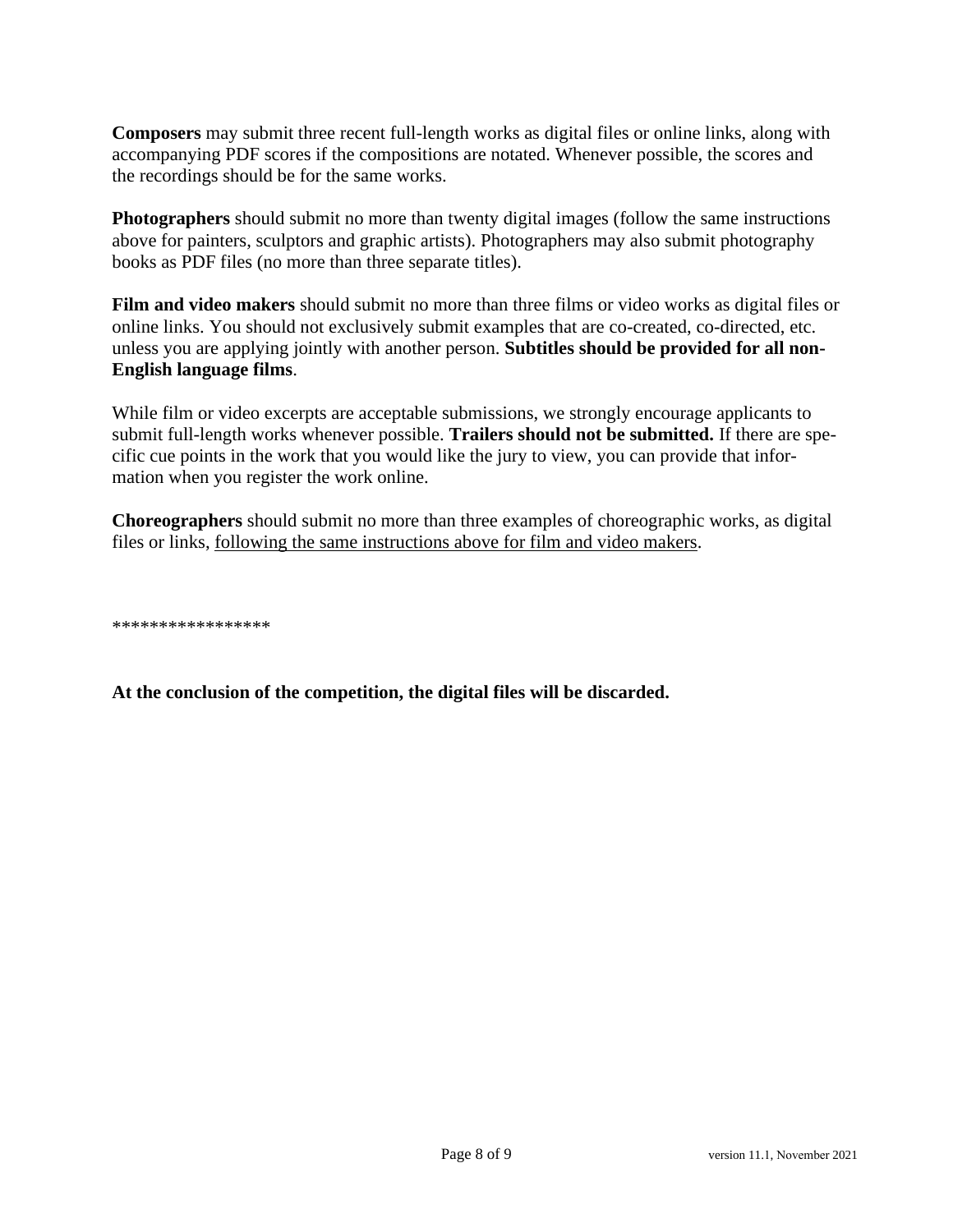**Composers** may submit three recent full-length works as digital files or online links, along with accompanying PDF scores if the compositions are notated. Whenever possible, the scores and the recordings should be for the same works.

**Photographers** should submit no more than twenty digital images (follow the same instructions above for painters, sculptors and graphic artists). Photographers may also submit photography books as PDF files (no more than three separate titles).

**Film and video makers** should submit no more than three films or video works as digital files or online links. You should not exclusively submit examples that are co-created, co-directed, etc. unless you are applying jointly with another person. **Subtitles should be provided for all non-English language films**.

While film or video excerpts are acceptable submissions, we strongly encourage applicants to submit full-length works whenever possible. **Trailers should not be submitted.** If there are specific cue points in the work that you would like the jury to view, you can provide that information when you register the work online.

**Choreographers** should submit no more than three examples of choreographic works, as digital files or links, <u>following the same instructions above for film and video makers</u>.

*****************

**At the conclusion of the competition, the digital files will be discarded.**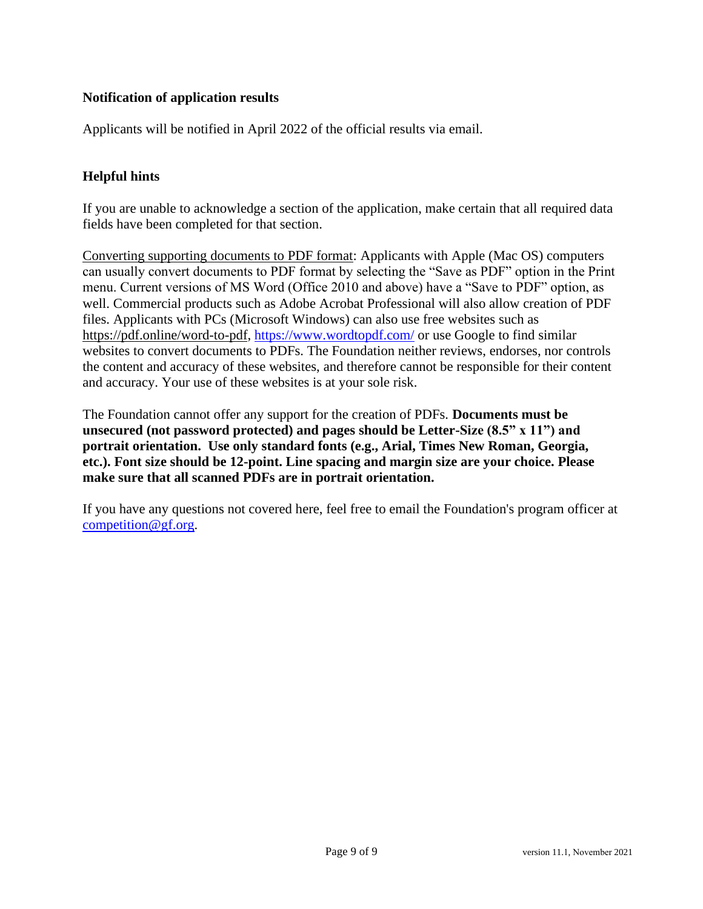## Notification of application results

Applicants will be notified in April 2022 of the official results via email.

## Helpful hints

If you are unable to acknowledge a section of the application, make certain that all required data fields have been completed for that section.

Converting supporting documents to PDF format: Applicants with Apple (Mac OS) computers can usually convert documents to PDF format by selecting the "Save as PDF" option in the Print menu. Current versions of MS Word (Office 2010 and above) have a "Save to PDF" option, as well. Commercial products such as Adobe Acrobat Professional will also allow creation of PDF files. Applicants with PCs (Microsoft Windows) can also use free websites such as https://pdf.online/word-to-pdf, https://www.wordtopdf.com/ or use Google to find similar websites to convert documents to PDFs. The Foundation neither reviews, endorses, nor controls the content and accuracy of these websites, and therefore cannot be responsible for their content and accuracy. Your use of these websites is at your sole risk.

The Foundation cannot offer any support for the creation of PDFs. **Documents must be unsecured (not password protected) and pages should be Letter-Size (8.5" x 11") and portrait orientation. Use only standard fonts (e.g., Arial, Times New Roman, Georgia, etc.). Font size should be 12-point. Line spacing and margin size are your choice. Please make sure that all scanned PDFs are in portrait orientation.**

If you have any questions not covered here, feel free to email the Foundation's program officer at competition@gf.org.